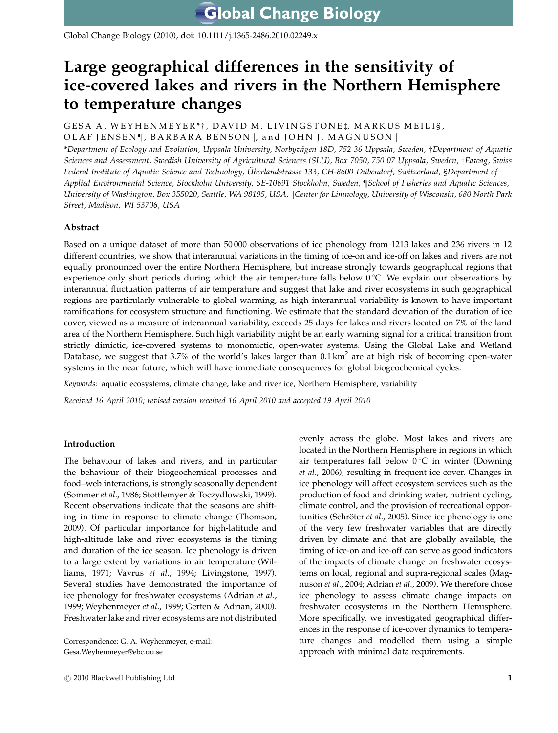Global Change Biology (2010), doi: 10.1111/j.1365-2486.2010.02249.x

# Large geographical differences in the sensitivity of ice-covered lakes and rivers in the Northern Hemisphere to temperature changes

GESA A. WEYHENMEYER*†, DAVID M. LIVINGSTONE‡, MARKUS MEILI§, OLAF JENSEN¶, BARBARA BENSON‖, and JOHN J. MAGNUSON‖

*Department of Ecology and Evolution, Uppsala University, Norbyvägen 18D, 752 36 Uppsala, Sweden, †Department of Aquatic Sciences and Assessment, Swedish University of Agricultural Sciences (SLU), Box 7050, 750 07 Uppsala, Sweden, ‡Eawag, Swiss Federal Institute of Aquatic Science and Technology, Überlandstrasse 133, CH-8600 Dübendorf, Switzerland, §Department of Applied Environmental Science, Stockholm University, SE-10691 Stockholm, Sweden, ¶School of Fisheries and Aquatic Sciences, University of Washington, Box 355020, Seattle, WA 98195, USA, ‖Center for Limnology, University of Wisconsin, 680 North Park Street, Madison, WI 53706, USA

## Abstract

Based on a unique dataset of more than 50 000 observations of ice phenology from 1213 lakes and 236 rivers in 12 different countries, we show that interannual variations in the timing of ice-on and ice-off on lakes and rivers are not equally pronounced over the entire Northern Hemisphere, but increase strongly towards geographical regions that experience only short periods during which the air temperature falls below 0 °C. We explain our observations by interannual fluctuation patterns of air temperature and suggest that lake and river ecosystems in such geographical regions are particularly vulnerable to global warming, as high interannual variability is known to have important ramifications for ecosystem structure and functioning. We estimate that the standard deviation of the duration of ice cover, viewed as a measure of interannual variability, exceeds 25 days for lakes and rivers located on 7% of the land area of the Northern Hemisphere. Such high variability might be an early warning signal for a critical transition from strictly dimictic, ice-covered systems to monomictic, open-water systems. Using the Global Lake and Wetland Database, we suggest that 3.7% of the world's lakes larger than 0.1 km$^2$ are at high risk of becoming open-water systems in the near future, which will have immediate consequences for global biogeochemical cycles.

*Keywords:* aquatic ecosystems, climate change, lake and river ice, Northern Hemisphere, variability

*Received 16 April 2010; revised version received 16 April 2010 and accepted 19 April 2010*

## Introduction

The behaviour of lakes and rivers, and in particular the behaviour of their biogeochemical processes and food–web interactions, is strongly seasonally dependent (Sommer *et al*., 1986; Stottlemyer & Toczydlowski, 1999). Recent observations indicate that the seasons are shifting in time in response to climate change (Thomson, 2009). Of particular importance for high-latitude and high-altitude lake and river ecosystems is the timing and duration of the ice season. Ice phenology is driven to a large extent by variations in air temperature (Williams, 1971; Vavrus *et al*., 1994; Livingstone, 1997). Several studies have demonstrated the importance of ice phenology for freshwater ecosystems (Adrian *et al*., 1999; Weyhenmeyer *et al*., 1999; Gerten & Adrian, 2000). Freshwater lake and river ecosystems are not distributed evenly across the globe. Most lakes and rivers are located in the Northern Hemisphere in regions in which air temperatures fall below 0 °C in winter (Downing *et al*., 2006), resulting in frequent ice cover. Changes in ice phenology will affect ecosystem services such as the production of food and drinking water, nutrient cycling, climate control, and the provision of recreational opportunities (Schröter *et al*., 2005). Since ice phenology is one of the very few freshwater variables that are directly driven by climate and that are globally available, the timing of ice-on and ice-off can serve as good indicators of the impacts of climate change on freshwater ecosystems on local, regional and supra-regional scales (Magnuson *et al*., 2004; Adrian *et al*., 2009). We therefore chose ice phenology to assess climate change impacts on freshwater ecosystems in the Northern Hemisphere. More specifically, we investigated geographical differences in the response of ice-cover dynamics to temperature changes and modelled them using a simple approach with minimal data requirements.

Correspondence: G. A. Weyhenmeyer, e-mail: Gesa.Weyhenmeyer@ebc.uu.se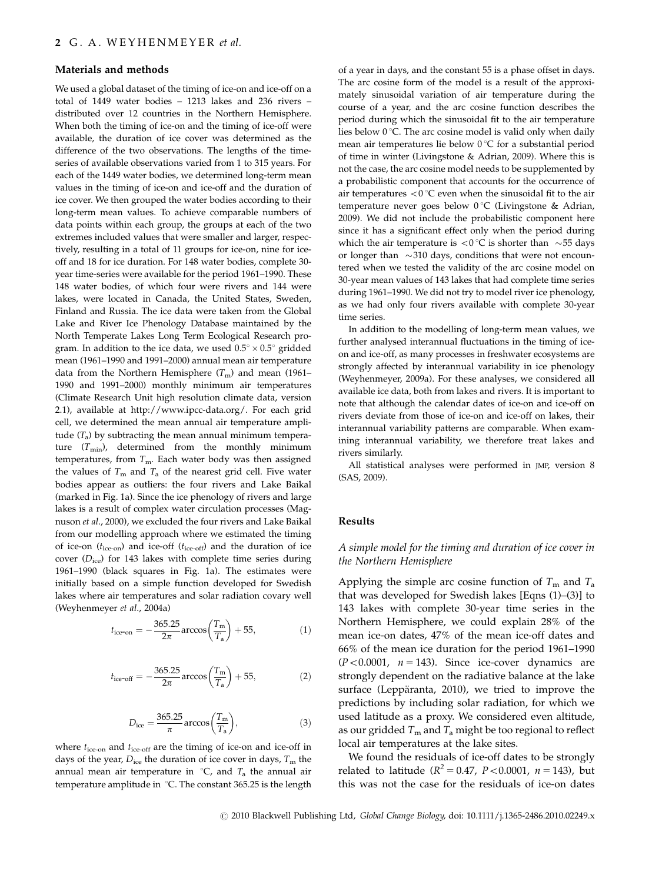## Materials and methods

We used a global dataset of the timing of ice-on and ice-off on a total of 1449 water bodies – 1213 lakes and 236 rivers – distributed over 12 countries in the Northern Hemisphere. When both the timing of ice-on and the timing of ice-off were available, the duration of ice cover was determined as the difference of the two observations. The lengths of the time-series of available observations varied from 1 to 315 years. For each of the 1449 water bodies, we determined long-term mean values in the timing of ice-on and ice-off and the duration of ice cover. We then grouped the water bodies according to their long-term mean values. To achieve comparable numbers of data points within each group, the groups at each of the two extremes included values that were smaller and larger, respectively, resulting in a total of 11 groups for ice-on, nine for ice-off and 18 for ice duration. For 148 water bodies, complete 30-year time-series were available for the period 1961–1990. These 148 water bodies, of which four were rivers and 144 were lakes, were located in Canada, the United States, Sweden, Finland and Russia. The ice data were taken from the Global Lake and River Ice Phenology Database maintained by the North Temperate Lakes Long Term Ecological Research program. In addition to the ice data, we used $0.5^\circ \times 0.5^\circ$ gridded mean (1961–1990 and 1991–2000) annual mean air temperature data from the Northern Hemisphere ($T_m$) and mean (1961–1990 and 1991–2000) monthly minimum air temperatures (Climate Research Unit high resolution climate data, version 2.1), available at http://www.ipcc-data.org/. For each grid cell, we determined the mean annual air temperature amplitude ($T_a$) by subtracting the mean annual minimum temperature ($T_{min}$), determined from the monthly minimum temperatures, from $T_m$. Each water body was then assigned the values of $T_m$ and $T_a$ of the nearest grid cell. Five water bodies appear as outliers: the four rivers and Lake Baikal (marked in Fig. 1a). Since the ice phenology of rivers and large lakes is a result of complex water circulation processes (Magnuson *et al.*, 2000), we excluded the four rivers and Lake Baikal from our modelling approach where we estimated the timing of ice-on ($t_{ice\text{-}on}$) and ice-off ($t_{ice\text{-}off}$) and the duration of ice cover ($D_{ice}$) for 143 lakes with complete time series during 1961–1990 (black squares in Fig. 1a). The estimates were initially based on a simple function developed for Swedish lakes where air temperatures and solar radiation covary well (Weyhenmeyer *et al.*, 2004a)

$$t_{ice\text{-}on} = -\frac{365.25}{2\pi}\arccos\left(\frac{T_m}{T_a}\right) + 55, \tag{1}$$

$$t_{ice\text{-}off} = -\frac{365.25}{2\pi}\arccos\left(\frac{T_m}{T_a}\right) + 55, \tag{2}$$

$$D_{ice} = \frac{365.25}{\pi}\arccos\left(\frac{T_m}{T_a}\right), \tag{3}$$

where $t_{ice\text{-}on}$ and $t_{ice\text{-}off}$ are the timing of ice-on and ice-off in days of the year, $D_{ice}$ the duration of ice cover in days, $T_m$ the annual mean air temperature in °C, and $T_a$ the annual air temperature amplitude in °C. The constant 365.25 is the length of a year in days, and the constant 55 is a phase offset in days. The arc cosine form of the model is a result of the approximately sinusoidal variation of air temperature during the course of a year, and the arc cosine function describes the period during which the sinusoidal fit to the air temperature lies below 0 °C. The arc cosine model is valid only when daily mean air temperatures lie below 0 °C for a substantial period of time in winter (Livingstone & Adrian, 2009). Where this is not the case, the arc cosine model needs to be supplemented by a probabilistic component that accounts for the occurrence of air temperatures <0 °C even when the sinusoidal fit to the air temperature never goes below 0 °C (Livingstone & Adrian, 2009). We did not include the probabilistic component here since it has a significant effect only when the period during which the air temperature is <0 °C is shorter than ~55 days or longer than ~310 days, conditions that were not encountered when we tested the validity of the arc cosine model on 30-year mean values of 143 lakes that had complete time series during 1961–1990. We did not try to model river ice phenology, as we had only four rivers available with complete 30-year time series.

In addition to the modelling of long-term mean values, we further analysed interannual fluctuations in the timing of ice-on and ice-off, as many processes in freshwater ecosystems are strongly affected by interannual variability in ice phenology (Weyhenmeyer, 2009a). For these analyses, we considered all available ice data, both from lakes and rivers. It is important to note that although the calendar dates of ice-on and ice-off on rivers deviate from those of ice-on and ice-off on lakes, their interannual variability patterns are comparable. When examining interannual variability, we therefore treat lakes and rivers similarly.

All statistical analyses were performed in JMP, version 8 (SAS, 2009).

## Results

### *A simple model for the timing and duration of ice cover in the Northern Hemisphere*

Applying the simple arc cosine function of $T_m$ and $T_a$ that was developed for Swedish lakes [Eqns (1)–(3)] to 143 lakes with complete 30-year time series in the Northern Hemisphere, we could explain 28% of the mean ice-on dates, 47% of the mean ice-off dates and 66% of the mean ice duration for the period 1961–1990 ($P < 0.0001$, $n = 143$). Since ice-cover dynamics are strongly dependent on the radiative balance at the lake surface (Leppäranta, 2010), we tried to improve the predictions by including solar radiation, for which we used latitude as a proxy. We considered even altitude, as our gridded $T_m$ and $T_a$ might be too regional to reflect local air temperatures at the lake sites.

We found the residuals of ice-off dates to be strongly related to latitude ($R^2 = 0.47$, $P < 0.0001$, $n = 143$), but this was not the case for the residuals of ice-on dates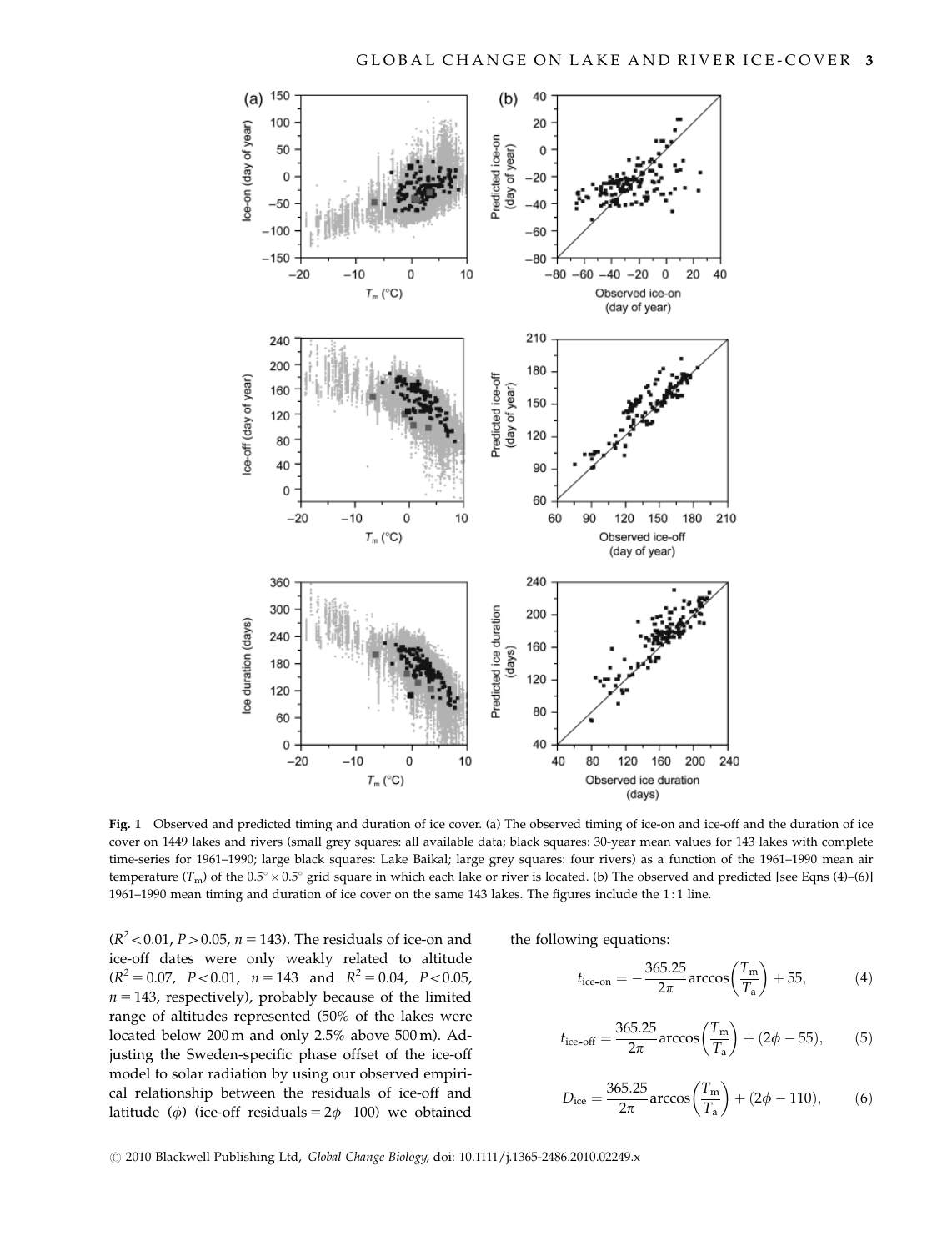**Fig. 1** Observed and predicted timing and duration of ice cover. (a) The observed timing of ice-on and ice-off and the duration of ice cover on 1449 lakes and rivers (small grey squares: all available data; black squares: 30-year mean values for 143 lakes with complete time-series for 1961–1990; large black squares: Lake Baikal; large grey squares: four rivers) as a function of the 1961–1990 mean air temperature ($T_m$) of the $0.5° \times 0.5°$ grid square in which each lake or river is located. (b) The observed and predicted [see Eqns (4)–(6)] 1961–1990 mean timing and duration of ice cover on the same 143 lakes. The figures include the 1 : 1 line.

($R^2 < 0.01$, $P > 0.05$, $n = 143$). The residuals of ice-on and ice-off dates were only weakly related to altitude ($R^2 = 0.07$, $P < 0.01$, $n = 143$ and $R^2 = 0.04$, $P < 0.05$, $n = 143$, respectively), probably because of the limited range of altitudes represented (50% of the lakes were located below 200 m and only 2.5% above 500 m). Adjusting the Sweden-specific phase offset of the ice-off model to solar radiation by using our observed empirical relationship between the residuals of ice-off and latitude ($\phi$) (ice-off residuals $= 2\phi - 100$) we obtained the following equations:

$$t_{\text{ice-on}} = -\frac{365.25}{2\pi}\arccos\left(\frac{T_m}{T_a}\right) + 55, \tag{4}$$

$$t_{\text{ice-off}} = \frac{365.25}{2\pi}\arccos\left(\frac{T_m}{T_a}\right) + (2\phi - 55), \tag{5}$$

$$D_{\text{ice}} = \frac{365.25}{2\pi}\arccos\left(\frac{T_m}{T_a}\right) + (2\phi - 110), \tag{6}$$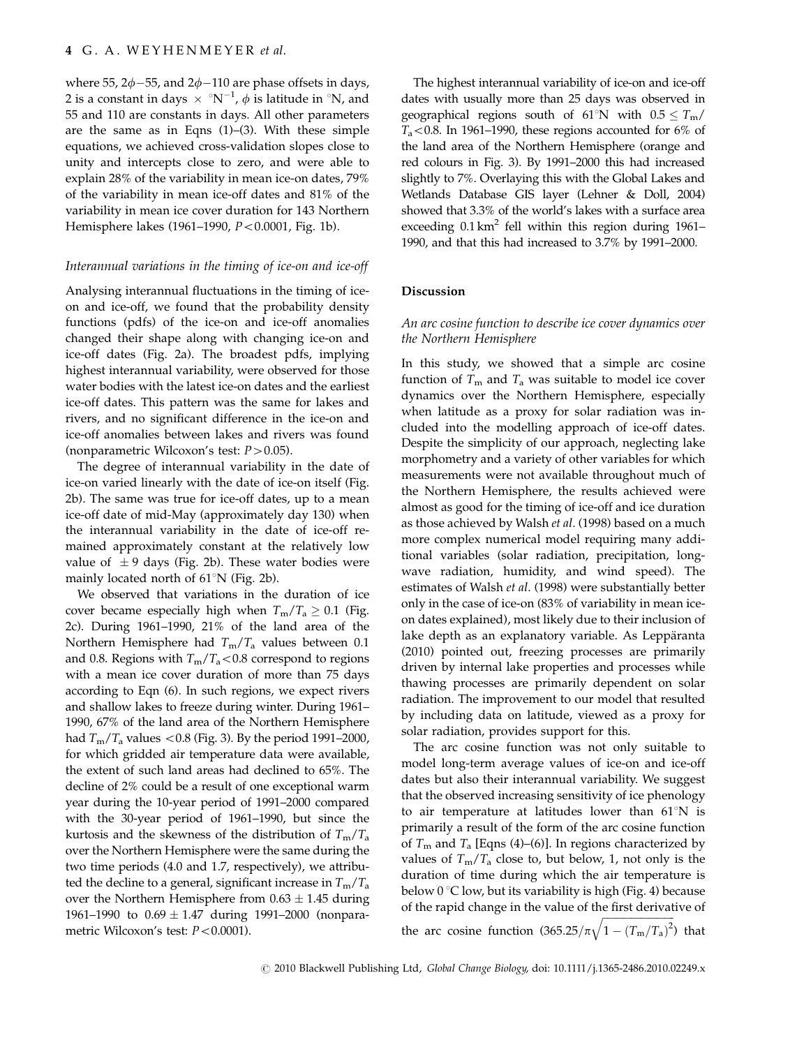where 55, $2\phi-55$, and $2\phi-110$ are phase offsets in days, 2 is a constant in days $\times$ $°N^{-1}$, $\phi$ is latitude in °N, and 55 and 110 are constants in days. All other parameters are the same as in Eqns (1)–(3). With these simple equations, we achieved cross-validation slopes close to unity and intercepts close to zero, and were able to explain 28% of the variability in mean ice-on dates, 79% of the variability in mean ice-off dates and 81% of the variability in mean ice cover duration for 143 Northern Hemisphere lakes (1961–1990, $P<0.0001$, Fig. 1b).

### *Interannual variations in the timing of ice-on and ice-off*

Analysing interannual fluctuations in the timing of ice-on and ice-off, we found that the probability density functions (pdfs) of the ice-on and ice-off anomalies changed their shape along with changing ice-on and ice-off dates (Fig. 2a). The broadest pdfs, implying highest interannual variability, were observed for those water bodies with the latest ice-on dates and the earliest ice-off dates. This pattern was the same for lakes and rivers, and no significant difference in the ice-on and ice-off anomalies between lakes and rivers was found (nonparametric Wilcoxon's test: $P>0.05$).

The degree of interannual variability in the date of ice-on varied linearly with the date of ice-on itself (Fig. 2b). The same was true for ice-off dates, up to a mean ice-off date of mid-May (approximately day 130) when the interannual variability in the date of ice-off remained approximately constant at the relatively low value of $\pm 9$ days (Fig. 2b). These water bodies were mainly located north of 61°N (Fig. 2b).

We observed that variations in the duration of ice cover became especially high when $T_m/T_a \geq 0.1$ (Fig. 2c). During 1961–1990, 21% of the land area of the Northern Hemisphere had $T_m/T_a$ values between 0.1 and 0.8. Regions with $T_m/T_a<0.8$ correspond to regions with a mean ice cover duration of more than 75 days according to Eqn (6). In such regions, we expect rivers and shallow lakes to freeze during winter. During 1961–1990, 67% of the land area of the Northern Hemisphere had $T_m/T_a$ values $<0.8$ (Fig. 3). By the period 1991–2000, for which gridded air temperature data were available, the extent of such land areas had declined to 65%. The decline of 2% could be a result of one exceptional warm year during the 10-year period of 1991–2000 compared with the 30-year period of 1961–1990, but since the kurtosis and the skewness of the distribution of $T_m/T_a$ over the Northern Hemisphere were the same during the two time periods (4.0 and 1.7, respectively), we attributed the decline to a general, significant increase in $T_m/T_a$ over the Northern Hemisphere from $0.63 \pm 1.45$ during 1961–1990 to $0.69 \pm 1.47$ during 1991–2000 (nonparametric Wilcoxon's test: $P<0.0001$).

The highest interannual variability of ice-on and ice-off dates with usually more than 25 days was observed in geographical regions south of 61°N with $0.5 \leq T_m/T_a<0.8$. In 1961–1990, these regions accounted for 6% of the land area of the Northern Hemisphere (orange and red colours in Fig. 3). By 1991–2000 this had increased slightly to 7%. Overlaying this with the Global Lakes and Wetlands Database GIS layer (Lehner & Doll, 2004) showed that 3.3% of the world's lakes with a surface area exceeding 0.1 km$^2$ fell within this region during 1961–1990, and that this had increased to 3.7% by 1991–2000.

## Discussion

### *An arc cosine function to describe ice cover dynamics over the Northern Hemisphere*

In this study, we showed that a simple arc cosine function of $T_m$ and $T_a$ was suitable to model ice cover dynamics over the Northern Hemisphere, especially when latitude as a proxy for solar radiation was included into the modelling approach of ice-off dates. Despite the simplicity of our approach, neglecting lake morphometry and a variety of other variables for which measurements were not available throughout much of the Northern Hemisphere, the results achieved were almost as good for the timing of ice-off and ice duration as those achieved by Walsh *et al*. (1998) based on a much more complex numerical model requiring many additional variables (solar radiation, precipitation, long-wave radiation, humidity, and wind speed). The estimates of Walsh *et al*. (1998) were substantially better only in the case of ice-on (83% of variability in mean ice-on dates explained), most likely due to their inclusion of lake depth as an explanatory variable. As Leppäranta (2010) pointed out, freezing processes are primarily driven by internal lake properties and processes while thawing processes are primarily dependent on solar radiation. The improvement to our model that resulted by including data on latitude, viewed as a proxy for solar radiation, provides support for this.

The arc cosine function was not only suitable to model long-term average values of ice-on and ice-off dates but also their interannual variability. We suggest that the observed increasing sensitivity of ice phenology to air temperature at latitudes lower than 61°N is primarily a result of the form of the arc cosine function of $T_m$ and $T_a$ [Eqns (4)–(6)]. In regions characterized by values of $T_m/T_a$ close to, but below, 1, not only is the duration of time during which the air temperature is below 0 °C low, but its variability is high (Fig. 4) because of the rapid change in the value of the first derivative of the arc cosine function $(365.25/\pi\sqrt{1-(T_m/T_a)^2})$ that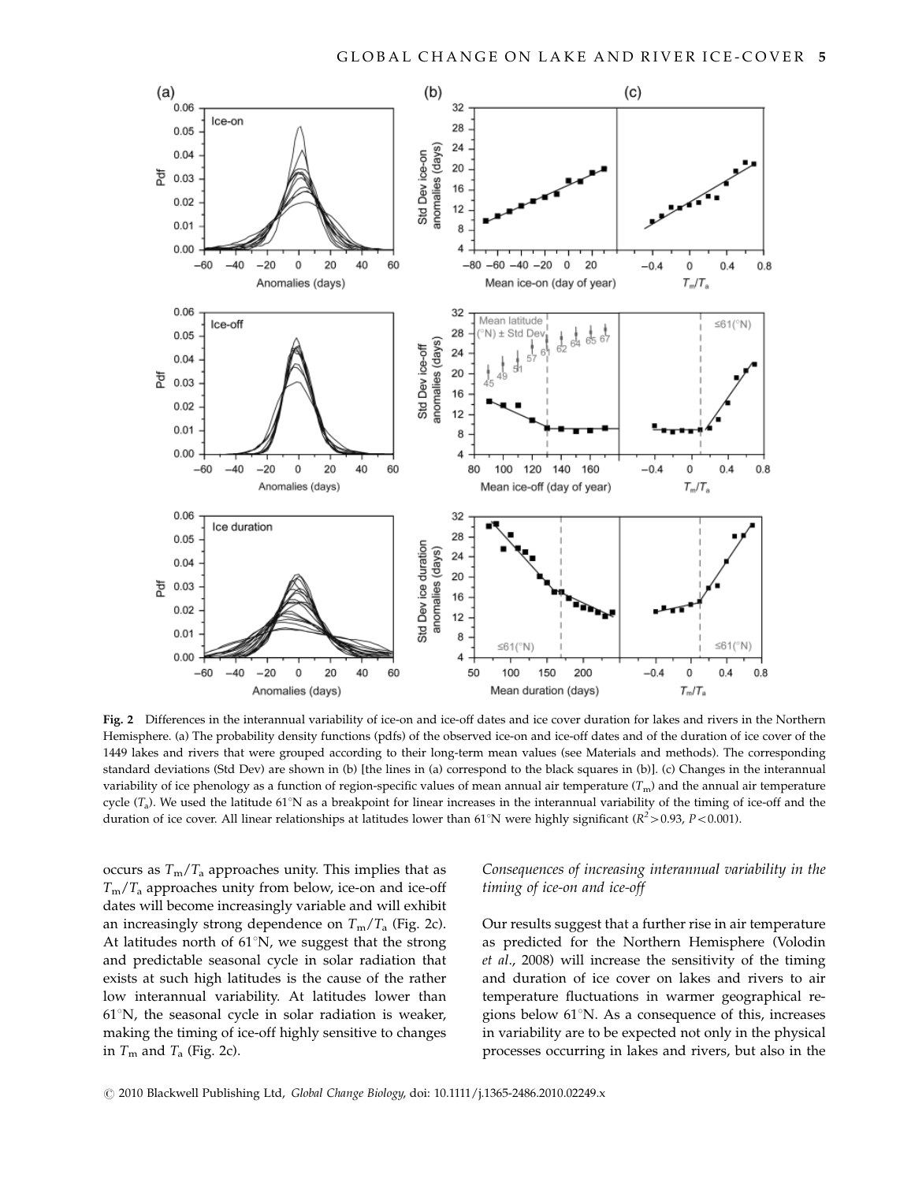**Fig. 2** Differences in the interannual variability of ice-on and ice-off dates and ice cover duration for lakes and rivers in the Northern Hemisphere. (a) The probability density functions (pdfs) of the observed ice-on and ice-off dates and of the duration of ice cover of the 1449 lakes and rivers that were grouped according to their long-term mean values (see Materials and methods). The corresponding standard deviations (Std Dev) are shown in (b) [the lines in (a) correspond to the black squares in (b)]. (c) Changes in the interannual variability of ice phenology as a function of region-specific values of mean annual air temperature ($T_m$) and the annual air temperature cycle ($T_a$). We used the latitude 61°N as a breakpoint for linear increases in the interannual variability of the timing of ice-off and the duration of ice cover. All linear relationships at latitudes lower than 61°N were highly significant ($R^2 > 0.93$, $P < 0.001$).

occurs as $T_m/T_a$ approaches unity. This implies that as $T_m/T_a$ approaches unity from below, ice-on and ice-off dates will become increasingly variable and will exhibit an increasingly strong dependence on $T_m/T_a$ (Fig. 2c). At latitudes north of 61°N, we suggest that the strong and predictable seasonal cycle in solar radiation that exists at such high latitudes is the cause of the rather low interannual variability. At latitudes lower than 61°N, the seasonal cycle in solar radiation is weaker, making the timing of ice-off highly sensitive to changes in $T_m$ and $T_a$ (Fig. 2c).

*Consequences of increasing interannual variability in the timing of ice-on and ice-off*

Our results suggest that a further rise in air temperature as predicted for the Northern Hemisphere (Volodin *et al*., 2008) will increase the sensitivity of the timing and duration of ice cover on lakes and rivers to air temperature fluctuations in warmer geographical regions below 61°N. As a consequence of this, increases in variability are to be expected not only in the physical processes occurring in lakes and rivers, but also in the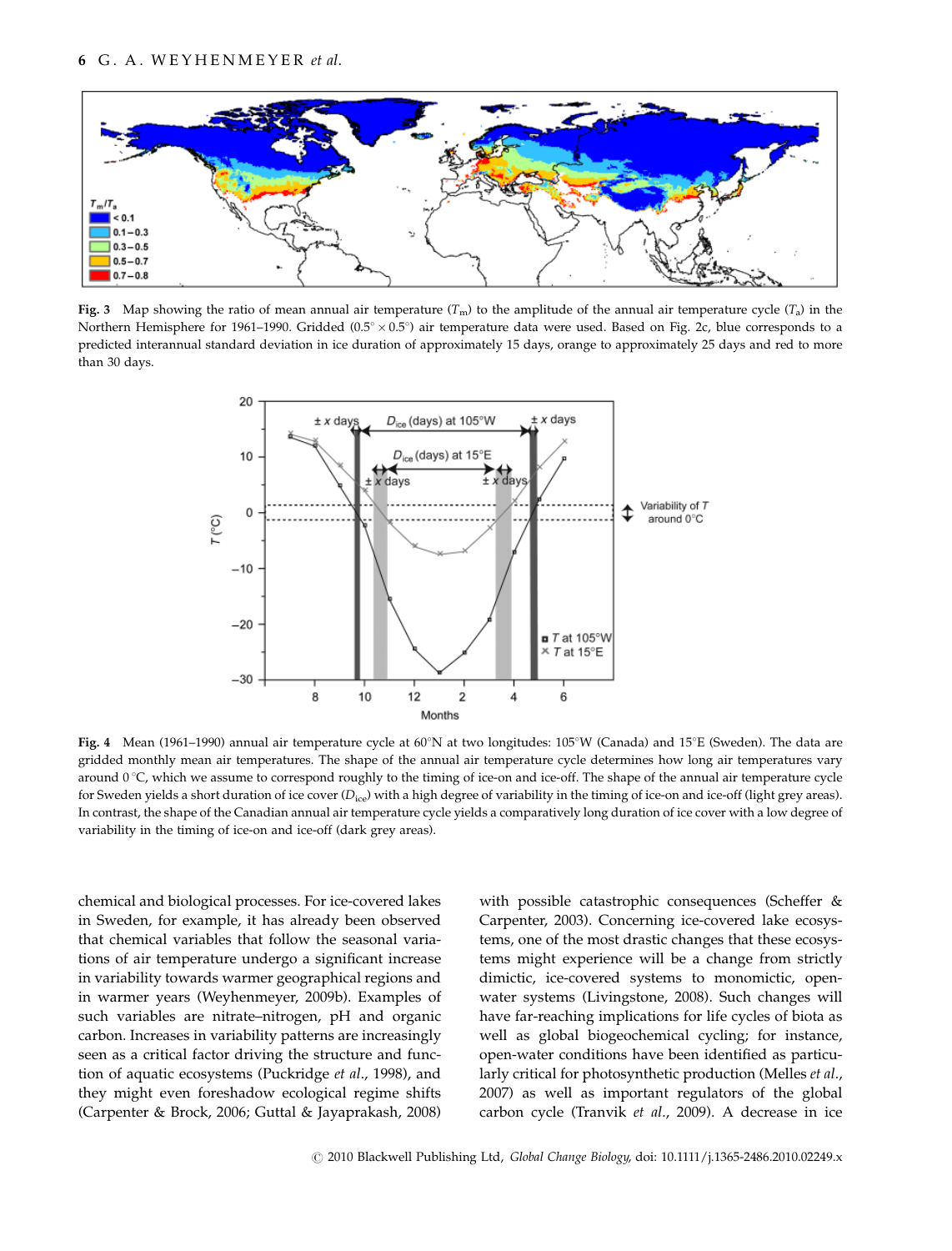**Fig. 3** Map showing the ratio of mean annual air temperature ($T_m$) to the amplitude of the annual air temperature cycle ($T_a$) in the Northern Hemisphere for 1961–1990. Gridded (0.5° × 0.5°) air temperature data were used. Based on Fig. 2c, blue corresponds to a predicted interannual standard deviation in ice duration of approximately 15 days, orange to approximately 25 days and red to more than 30 days.

**Fig. 4** Mean (1961–1990) annual air temperature cycle at 60°N at two longitudes: 105°W (Canada) and 15°E (Sweden). The data are gridded monthly mean air temperatures. The shape of the annual air temperature cycle determines how long air temperatures vary around 0 °C, which we assume to correspond roughly to the timing of ice-on and ice-off. The shape of the annual air temperature cycle for Sweden yields a short duration of ice cover ($D_{ice}$) with a high degree of variability in the timing of ice-on and ice-off (light grey areas). In contrast, the shape of the Canadian annual air temperature cycle yields a comparatively long duration of ice cover with a low degree of variability in the timing of ice-on and ice-off (dark grey areas).

chemical and biological processes. For ice-covered lakes in Sweden, for example, it has already been observed that chemical variables that follow the seasonal variations of air temperature undergo a significant increase in variability towards warmer geographical regions and in warmer years (Weyhenmeyer, 2009b). Examples of such variables are nitrate–nitrogen, pH and organic carbon. Increases in variability patterns are increasingly seen as a critical factor driving the structure and function of aquatic ecosystems (Puckridge *et al*., 1998), and they might even foreshadow ecological regime shifts (Carpenter & Brock, 2006; Guttal & Jayaprakash, 2008) with possible catastrophic consequences (Scheffer & Carpenter, 2003). Concerning ice-covered lake ecosystems, one of the most drastic changes that these ecosystems might experience will be a change from strictly dimictic, ice-covered systems to monomictic, open-water systems (Livingstone, 2008). Such changes will have far-reaching implications for life cycles of biota as well as global biogeochemical cycling; for instance, open-water conditions have been identified as particularly critical for photosynthetic production (Melles *et al*., 2007) as well as important regulators of the global carbon cycle (Tranvik *et al*., 2009). A decrease in ice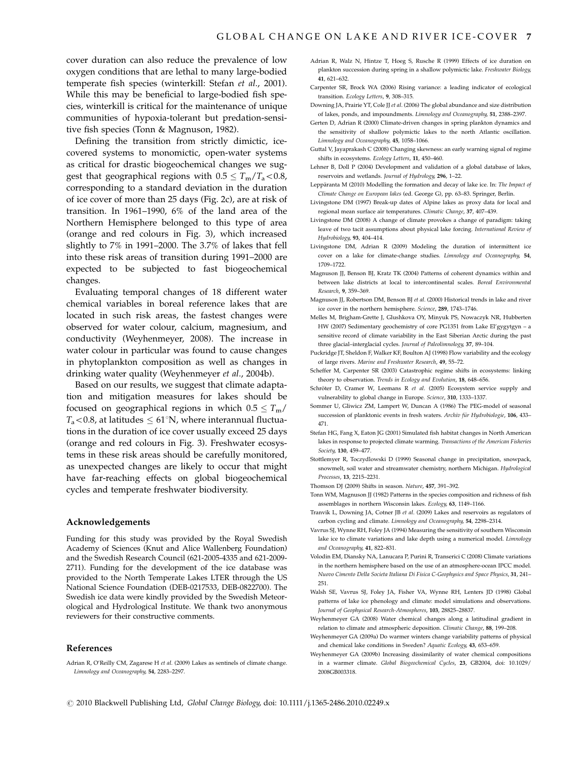cover duration can also reduce the prevalence of low oxygen conditions that are lethal to many large-bodied temperate fish species (winterkill: Stefan *et al.*, 2001). While this may be beneficial to large-bodied fish species, winterkill is critical for the maintenance of unique communities of hypoxia-tolerant but predation-sensitive fish species (Tonn & Magnuson, 1982).

Defining the transition from strictly dimictic, ice-covered systems to monomictic, open-water systems as critical for drastic biogeochemical changes we suggest that geographical regions with $0.5 \leq T_m/T_a < 0.8$, corresponding to a standard deviation in the duration of ice cover of more than 25 days (Fig. 2c), are at risk of transition. In 1961–1990, 6% of the land area of the Northern Hemisphere belonged to this type of area (orange and red colours in Fig. 3), which increased slightly to 7% in 1991–2000. The 3.7% of lakes that fell into these risk areas of transition during 1991–2000 are expected to be subjected to fast biogeochemical changes.

Evaluating temporal changes of 18 different water chemical variables in boreal reference lakes that are located in such risk areas, the fastest changes were observed for water colour, calcium, magnesium, and conductivity (Weyhenmeyer, 2008). The increase in water colour in particular was found to cause changes in phytoplankton composition as well as changes in drinking water quality (Weyhenmeyer *et al.*, 2004b).

Based on our results, we suggest that climate adaptation and mitigation measures for lakes should be focused on geographical regions in which $0.5 \leq T_m/T_a < 0.8$, at latitudes $\leq 61°$N, where interannual fluctuations in the duration of ice cover usually exceed 25 days (orange and red colours in Fig. 3). Freshwater ecosystems in these risk areas should be carefully monitored, as unexpected changes are likely to occur that might have far-reaching effects on global biogeochemical cycles and temperate freshwater biodiversity.

## Acknowledgements

Funding for this study was provided by the Royal Swedish Academy of Sciences (Knut and Alice Wallenberg Foundation) and the Swedish Research Council (621-2005-4335 and 621-2009-2711). Funding for the development of the ice database was provided to the North Temperate Lakes LTER through the US National Science Foundation (DEB-0217533, DEB-0822700). The Swedish ice data were kindly provided by the Swedish Meteorological and Hydrological Institute. We thank two anonymous reviewers for their constructive comments.

## References

Adrian R, O'Reilly CM, Zagarese H *et al.* (2009) Lakes as sentinels of climate change. *Limnology and Oceanography*, **54**, 2283–2297.

Adrian R, Walz N, Hintze T, Hoeg S, Rusche R (1999) Effects of ice duration on plankton succession during spring in a shallow polymictic lake. *Freshwater Biology*, **41**, 621–632.

Carpenter SR, Brock WA (2006) Rising variance: a leading indicator of ecological transition. *Ecology Letters*, **9**, 308–315.

Downing JA, Prairie YT, Cole JJ *et al.* (2006) The global abundance and size distribution of lakes, ponds, and impoundments. *Limnology and Oceanography*, **51**, 2388–2397.

Gerten D, Adrian R (2000) Climate-driven changes in spring plankton dynamics and the sensitivity of shallow polymictic lakes to the north Atlantic oscillation. *Limnology and Oceanography*, **45**, 1058–1066.

Guttal V, Jayaprakash C (2008) Changing skewness: an early warning signal of regime shifts in ecosystems. *Ecology Letters*, **11**, 450–460.

Lehner B, Doll P (2004) Development and validation of a global database of lakes, reservoirs and wetlands. *Journal of Hydrology*, **296**, 1–22.

Leppäranta M (2010) Modelling the formation and decay of lake ice. In: *The Impact of Climate Change on European lakes* (ed. George G), pp. 63–83. Springer, Berlin.

Livingstone DM (1997) Break-up dates of Alpine lakes as proxy data for local and regional mean surface air temperatures. *Climatic Change*, **37**, 407–439.

Livingstone DM (2008) A change of climate provokes a change of paradigm: taking leave of two tacit assumptions about physical lake forcing. *International Review of Hydrobiology*, **93**, 404–414.

Livingstone DM, Adrian R (2009) Modeling the duration of intermittent ice cover on a lake for climate-change studies. *Limnology and Oceanography*, **54**, 1709–1722.

Magnuson JJ, Benson BJ, Kratz TK (2004) Patterns of coherent dynamics within and between lake districts at local to intercontinental scales. *Boreal Environmental Research*, **9**, 359–369.

Magnuson JJ, Robertson DM, Benson BJ *et al.* (2000) Historical trends in lake and river ice cover in the northern hemisphere. *Science*, **289**, 1743–1746.

Melles M, Brigham-Grette J, Glushkova OY, Minyuk PS, Nowaczyk NR, Hubberten HW (2007) Sedimentary geochemistry of core PG1351 from Lake El'gygytgyn – a sensitive record of climate variability in the East Siberian Arctic during the past three glacial–interglacial cycles. *Journal of Paleolimnology*, **37**, 89–104.

Puckridge JT, Sheldon F, Walker KF, Boulton AJ (1998) Flow variability and the ecology of large rivers. *Marine and Freshwater Research*, **49**, 55–72.

Scheffer M, Carpenter SR (2003) Catastrophic regime shifts in ecosystems: linking theory to observation. *Trends in Ecology and Evolution*, **18**, 648–656.

Schröter D, Cramer W, Leemans R *et al.* (2005) Ecosystem service supply and vulnerability to global change in Europe. *Science*, **310**, 1333–1337.

Sommer U, Gliwicz ZM, Lampert W, Duncan A (1986) The PEG-model of seasonal succession of planktonic events in fresh waters. *Archiv für Hydrobiologie*, **106**, 433–471.

Stefan HG, Fang X, Eaton JG (2001) Simulated fish habitat changes in North American lakes in response to projected climate warming. *Transactions of the American Fisheries Society*, **130**, 459–477.

Stottlemyer R, Toczydlowski D (1999) Seasonal change in precipitation, snowpack, snowmelt, soil water and streamwater chemistry, northern Michigan. *Hydrological Processes*, **13**, 2215–2231.

Thomson DJ (2009) Shifts in season. *Nature*, **457**, 391–392.

Tonn WM, Magnuson JJ (1982) Patterns in the species composition and richness of fish assemblages in northern Wisconsin lakes. *Ecology*, **63**, 1149–1166.

Tranvik L, Downing JA, Cotner JB *et al.* (2009) Lakes and reservoirs as regulators of carbon cycling and climate. *Limnology and Oceanography*, **54**, 2298–2314.

Vavrus SJ, Wynne RH, Foley JA (1994) Measuring the sensitivity of southern Wisconsin lake ice to climate variations and lake depth using a numerical model. *Limnology and Oceanography*, **41**, 822–831.

Volodin EM, Diansky NA, Lanucara P, Purini R, Transerici C (2008) Climate variations in the northern hemisphere based on the use of an atmosphere-ocean IPCC model. *Nuovo Cimento Della Societa Italiana Di Fisica C-Geophysics and Space Physics*, **31**, 241–251.

Walsh SE, Vavrus SJ, Foley JA, Fisher VA, Wynne RH, Lenters JD (1998) Global patterns of lake ice phenology and climate: model simulations and observations. *Journal of Geophysical Research-Atmospheres*, **103**, 28825–28837.

Weyhenmeyer GA (2008) Water chemical changes along a latitudinal gradient in relation to climate and atmospheric deposition. *Climatic Change*, **88**, 199–208.

Weyhenmeyer GA (2009a) Do warmer winters change variability patterns of physical and chemical lake conditions in Sweden? *Aquatic Ecology*, **43**, 653–659.

Weyhenmeyer GA (2009b) Increasing dissimilarity of water chemical compositions in a warmer climate. *Global Biogeochemical Cycles*, **23**, GB2004, doi: 10.1029/2008GB003318.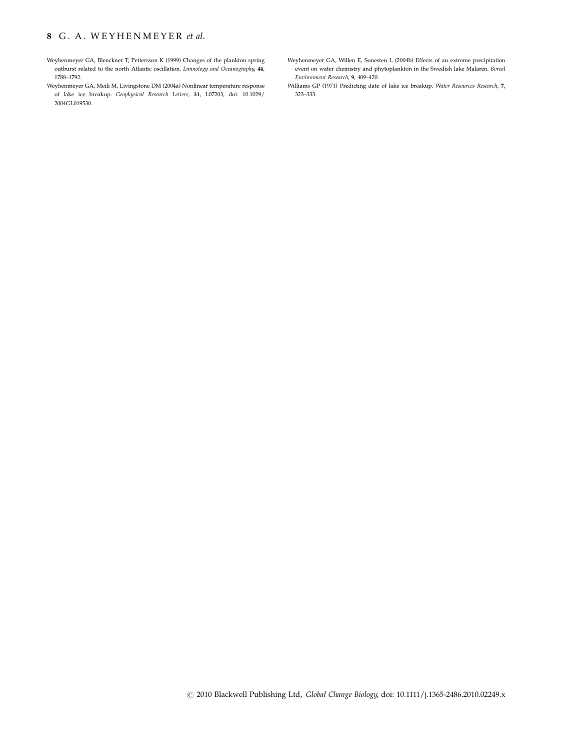Weyhenmeyer GA, Blenckner T, Pettersson K (1999) Changes of the plankton spring outburst related to the north Atlantic oscillation. *Limnology and Oceanography*, **44**, 1788–1792.

Weyhenmeyer GA, Meili M, Livingstone DM (2004a) Nonlinear temperature response of lake ice breakup. *Geophysical Research Letters*, **31**, L07203, doi: 10.1029/2004GL019530.

Weyhenmeyer GA, Willen E, Sonesten L (2004b) Effects of an extreme precipitation event on water chemistry and phytoplankton in the Swedish lake Malaren. *Boreal Environment Research*, **9**, 409–420.

Williams GP (1971) Predicting date of lake ice breakup. *Water Resources Research*, **7**, 323–333.